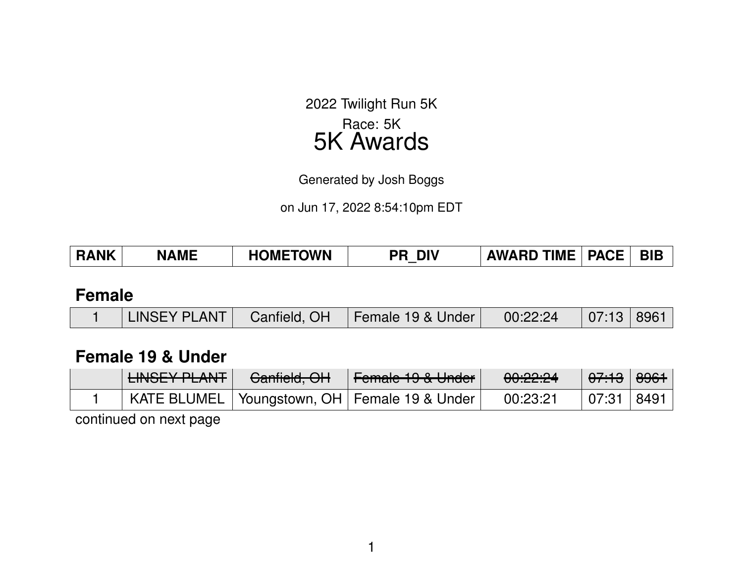2022 Twilight Run 5K

Race: 5K

# 5K Awards

Generated by Josh Boggs

on Jun 17, 2022 8:54:10pm EDT

| RANK | NAME | HOMETOWN | PR_DIV | AWARD TIME | PACE | BIB |
|---|---|---|---|---|---|---|

## Female

| RANK | NAME | HOMETOWN | PR_DIV | AWARD TIME | PACE | BIB |
|---|---|---|---|---|---|---|
| 1 | LINSEY PLANT | Canfield, OH | Female 19 & Under | 00:22:24 | 07:13 | 8961 |

## Female 19 & Under

| RANK | NAME | HOMETOWN | PR_DIV | AWARD TIME | PACE | BIB |
|---|---|---|---|---|---|---|
| | ~~LINSEY PLANT~~ | ~~Canfield, OH~~ | ~~Female 19 & Under~~ | ~~00:22:24~~ | ~~07:13~~ | ~~8961~~ |
| 1 | KATE BLUMEL | Youngstown, OH | Female 19 & Under | 00:23:21 | 07:31 | 8491 |

continued on next page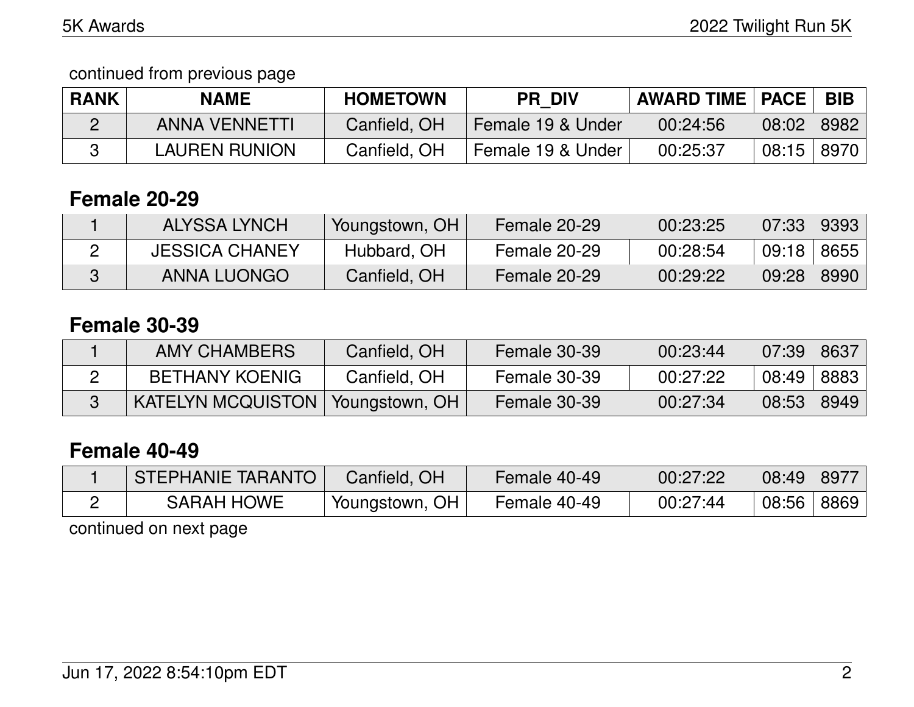continued from previous page

| RANK | NAME | HOMETOWN | PR_DIV | AWARD TIME | PACE | BIB |
|---|---|---|---|---|---|---|
| 2 | ANNA VENNETTI | Canfield, OH | Female 19 & Under | 00:24:56 | 08:02 | 8982 |
| 3 | LAUREN RUNION | Canfield, OH | Female 19 & Under | 00:25:37 | 08:15 | 8970 |

### Female 20-29

| RANK | NAME | HOMETOWN | PR_DIV | AWARD TIME | PACE | BIB |
|---|---|---|---|---|---|---|
| 1 | ALYSSA LYNCH | Youngstown, OH | Female 20-29 | 00:23:25 | 07:33 | 9393 |
| 2 | JESSICA CHANEY | Hubbard, OH | Female 20-29 | 00:28:54 | 09:18 | 8655 |
| 3 | ANNA LUONGO | Canfield, OH | Female 20-29 | 00:29:22 | 09:28 | 8990 |

### Female 30-39

| RANK | NAME | HOMETOWN | PR_DIV | AWARD TIME | PACE | BIB |
|---|---|---|---|---|---|---|
| 1 | AMY CHAMBERS | Canfield, OH | Female 30-39 | 00:23:44 | 07:39 | 8637 |
| 2 | BETHANY KOENIG | Canfield, OH | Female 30-39 | 00:27:22 | 08:49 | 8883 |
| 3 | KATELYN MCQUISTON | Youngstown, OH | Female 30-39 | 00:27:34 | 08:53 | 8949 |

### Female 40-49

| RANK | NAME | HOMETOWN | PR_DIV | AWARD TIME | PACE | BIB |
|---|---|---|---|---|---|---|
| 1 | STEPHANIE TARANTO | Canfield, OH | Female 40-49 | 00:27:22 | 08:49 | 8977 |
| 2 | SARAH HOWE | Youngstown, OH | Female 40-49 | 00:27:44 | 08:56 | 8869 |

continued on next page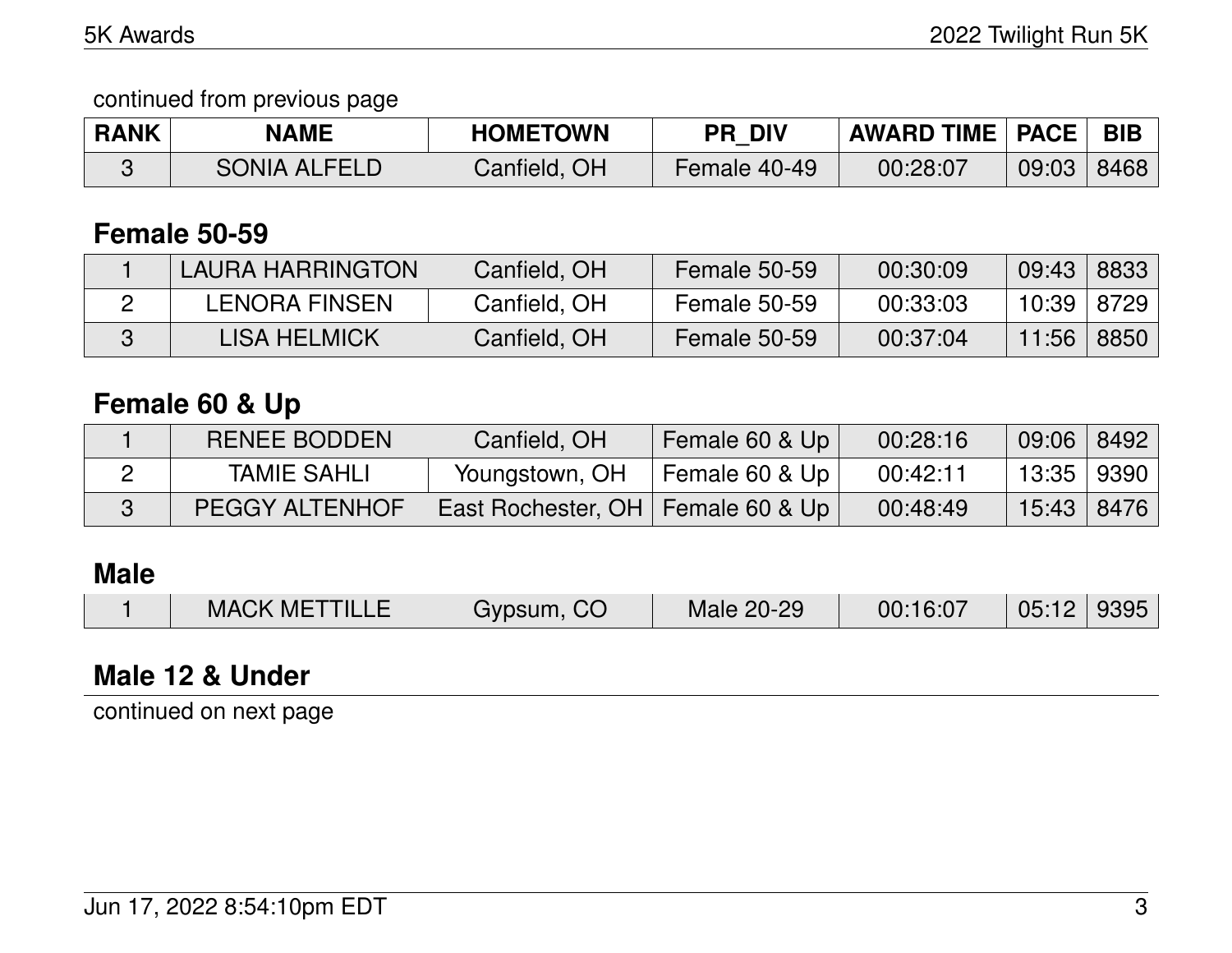continued from previous page

| RANK | NAME | HOMETOWN | PR_DIV | AWARD TIME | PACE | BIB |
| --- | --- | --- | --- | --- | --- | --- |
| 3 | SONIA ALFELD | Canfield, OH | Female 40-49 | 00:28:07 | 09:03 | 8468 |

## Female 50-59

| RANK | NAME | HOMETOWN | PR_DIV | AWARD TIME | PACE | BIB |
| --- | --- | --- | --- | --- | --- | --- |
| 1 | LAURA HARRINGTON | Canfield, OH | Female 50-59 | 00:30:09 | 09:43 | 8833 |
| 2 | LENORA FINSEN | Canfield, OH | Female 50-59 | 00:33:03 | 10:39 | 8729 |
| 3 | LISA HELMICK | Canfield, OH | Female 50-59 | 00:37:04 | 11:56 | 8850 |

## Female 60 & Up

| RANK | NAME | HOMETOWN | PR_DIV | AWARD TIME | PACE | BIB |
| --- | --- | --- | --- | --- | --- | --- |
| 1 | RENEE BODDEN | Canfield, OH | Female 60 & Up | 00:28:16 | 09:06 | 8492 |
| 2 | TAMIE SAHLI | Youngstown, OH | Female 60 & Up | 00:42:11 | 13:35 | 9390 |
| 3 | PEGGY ALTENHOF | East Rochester, OH | Female 60 & Up | 00:48:49 | 15:43 | 8476 |

## Male

| RANK | NAME | HOMETOWN | PR_DIV | AWARD TIME | PACE | BIB |
| --- | --- | --- | --- | --- | --- | --- |
| 1 | MACK METTILLE | Gypsum, CO | Male 20-29 | 00:16:07 | 05:12 | 9395 |

## Male 12 & Under

continued on next page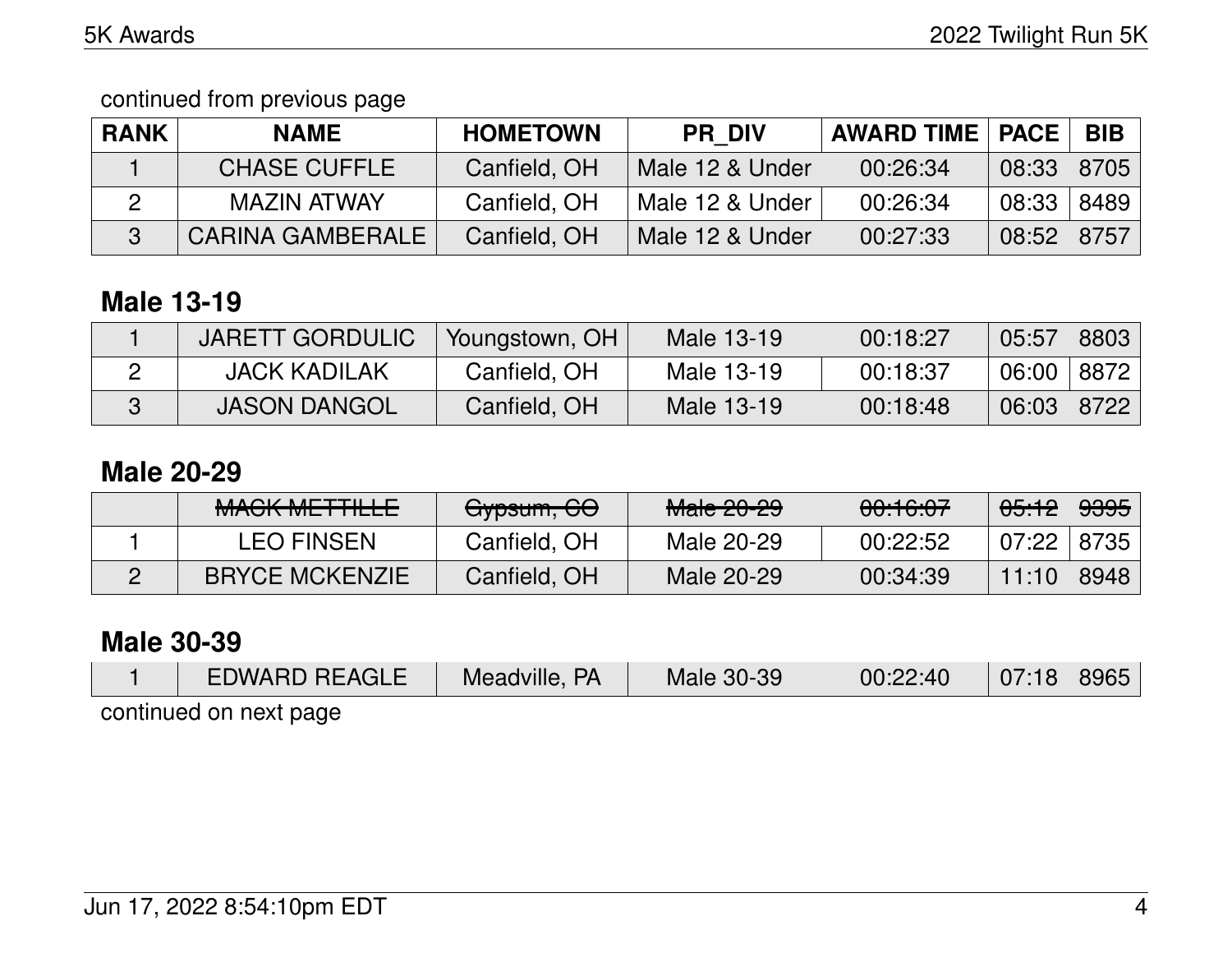continued from previous page

| RANK | NAME | HOMETOWN | PR_DIV | AWARD TIME | PACE | BIB |
|---|---|---|---|---|---|---|
| 1 | CHASE CUFFLE | Canfield, OH | Male 12 & Under | 00:26:34 | 08:33 | 8705 |
| 2 | MAZIN ATWAY | Canfield, OH | Male 12 & Under | 00:26:34 | 08:33 | 8489 |
| 3 | CARINA GAMBERALE | Canfield, OH | Male 12 & Under | 00:27:33 | 08:52 | 8757 |

## Male 13-19

| RANK | NAME | HOMETOWN | PR_DIV | AWARD TIME | PACE | BIB |
|---|---|---|---|---|---|---|
| 1 | JARETT GORDULIC | Youngstown, OH | Male 13-19 | 00:18:27 | 05:57 | 8803 |
| 2 | JACK KADILAK | Canfield, OH | Male 13-19 | 00:18:37 | 06:00 | 8872 |
| 3 | JASON DANGOL | Canfield, OH | Male 13-19 | 00:18:48 | 06:03 | 8722 |

## Male 20-29

| RANK | NAME | HOMETOWN | PR_DIV | AWARD TIME | PACE | BIB |
|---|---|---|---|---|---|---|
| | ~~MACK METTILLE~~ | ~~Gypsum, CO~~ | ~~Male 20-29~~ | ~~00:16:07~~ | ~~05:12~~ | ~~9395~~ |
| 1 | LEO FINSEN | Canfield, OH | Male 20-29 | 00:22:52 | 07:22 | 8735 |
| 2 | BRYCE MCKENZIE | Canfield, OH | Male 20-29 | 00:34:39 | 11:10 | 8948 |

## Male 30-39

| RANK | NAME | HOMETOWN | PR_DIV | AWARD TIME | PACE | BIB |
|---|---|---|---|---|---|---|
| 1 | EDWARD REAGLE | Meadville, PA | Male 30-39 | 00:22:40 | 07:18 | 8965 |

continued on next page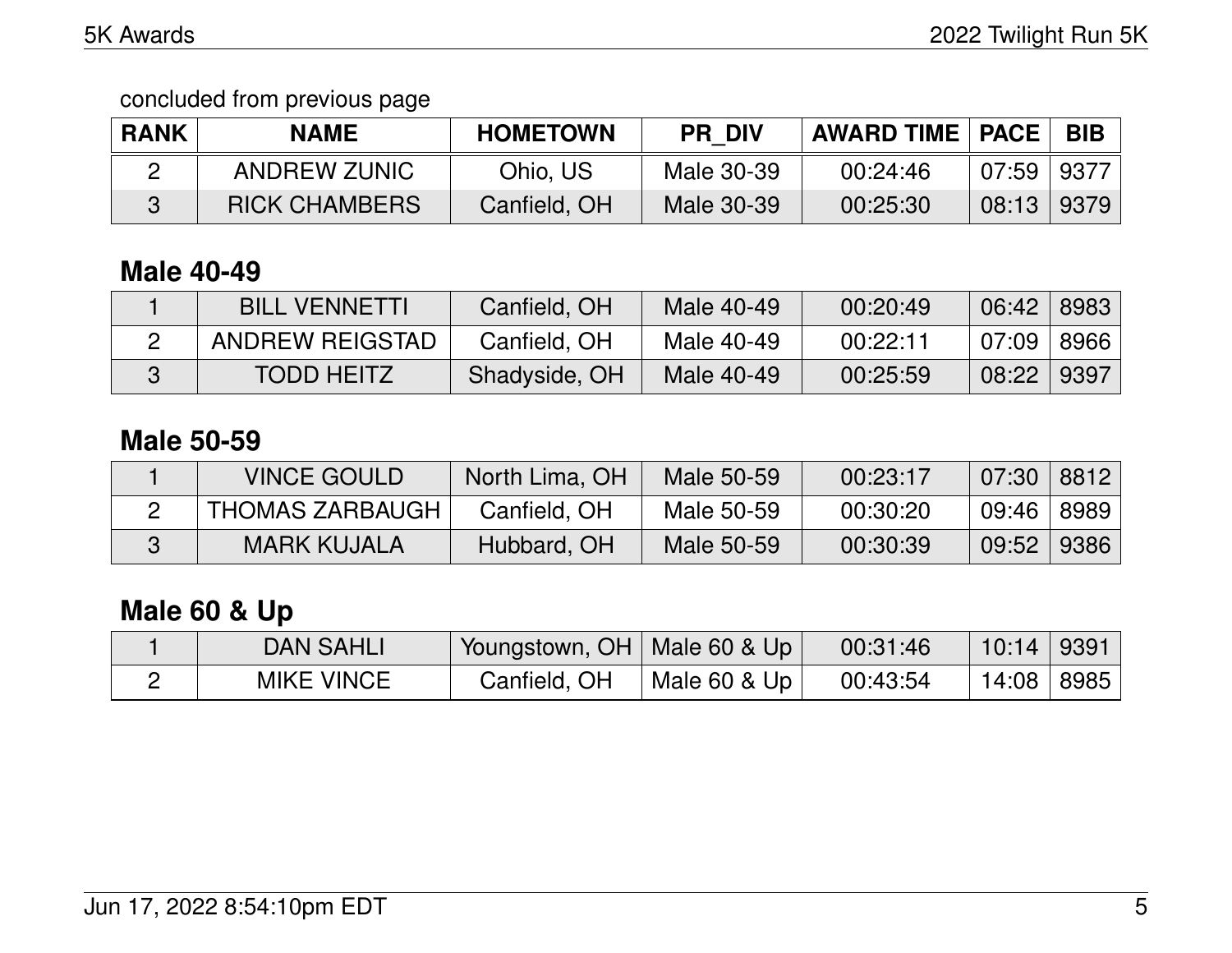concluded from previous page

| RANK | NAME | HOMETOWN | PR_DIV | AWARD TIME | PACE | BIB |
|---|---|---|---|---|---|---|
| 2 | ANDREW ZUNIC | Ohio, US | Male 30-39 | 00:24:46 | 07:59 | 9377 |
| 3 | RICK CHAMBERS | Canfield, OH | Male 30-39 | 00:25:30 | 08:13 | 9379 |

## Male 40-49

| | | | | | | |
|---|---|---|---|---|---|---|
| 1 | BILL VENNETTI | Canfield, OH | Male 40-49 | 00:20:49 | 06:42 | 8983 |
| 2 | ANDREW REIGSTAD | Canfield, OH | Male 40-49 | 00:22:11 | 07:09 | 8966 |
| 3 | TODD HEITZ | Shadyside, OH | Male 40-49 | 00:25:59 | 08:22 | 9397 |

## Male 50-59

| | | | | | | |
|---|---|---|---|---|---|---|
| 1 | VINCE GOULD | North Lima, OH | Male 50-59 | 00:23:17 | 07:30 | 8812 |
| 2 | THOMAS ZARBAUGH | Canfield, OH | Male 50-59 | 00:30:20 | 09:46 | 8989 |
| 3 | MARK KUJALA | Hubbard, OH | Male 50-59 | 00:30:39 | 09:52 | 9386 |

## Male 60 & Up

| | | | | | | |
|---|---|---|---|---|---|---|
| 1 | DAN SAHLI | Youngstown, OH | Male 60 & Up | 00:31:46 | 10:14 | 9391 |
| 2 | MIKE VINCE | Canfield, OH | Male 60 & Up | 00:43:54 | 14:08 | 8985 |